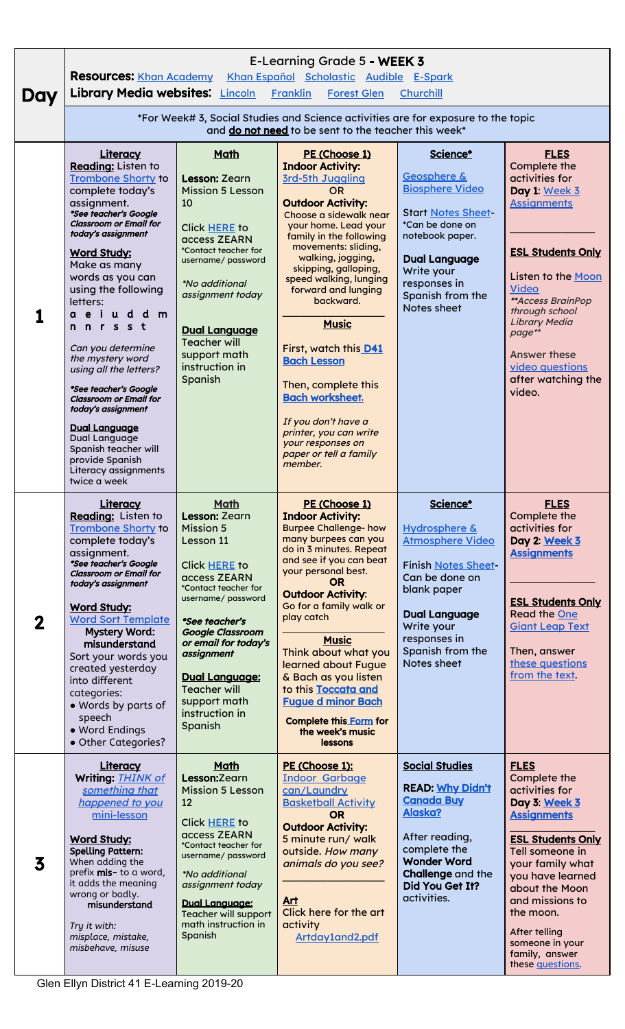# E-Learning Grade 5 - WEEK 3

**Resources:** Khan Academy Khan Español Scholastic Audible E-Spark
**Library Media websites:** Lincoln Franklin Forest Glen Churchill

*For Week# 3, Social Studies and Science activities are for exposure to the topic and **do not need** to be sent to the teacher this week*

| Day | Literacy | Math | PE / Music / Art | Science / Social Studies | FLES |
|---|---|---|---|---|---|
| **1** | **Literacy**<br>**Reading:** Listen to Trombone Shorty to complete today's assignment.<br>***See teacher's Google Classroom or Email for today's assignment***<br><br>**Word Study:**<br>Make as many words as you can using the following letters:<br>**a e i u d d m n n r s s t**<br><br>*Can you determine the mystery word using all the letters?*<br><br>***See teacher's Google Classroom or Email for today's assignment***<br><br>**Dual Language**<br>Dual Language Spanish teacher will provide Spanish Literacy assignments twice a week | **Math**<br><br>**Lesson:** Zearn Mission 5 Lesson 10<br><br>Click HERE to access ZEARN<br>*Contact teacher for username/ password<br><br>*\*No additional assignment today*<br><br>**Dual Language**<br>Teacher will support math instruction in Spanish | **PE (Choose 1)**<br>**Indoor Activity:**<br>3rd-5th Juggling<br>OR<br>**Outdoor Activity:**<br>Choose a sidewalk near your home. Lead your family in the following movements: sliding, walking, jogging, skipping, galloping, speed walking, lunging forward and lunging backward.<br><br>**Music**<br>First, watch this **D41 Bach Lesson**<br><br>Then, complete this **Bach worksheet.**<br><br>*If you don't have a printer, you can write your responses on paper or tell a family member.* | **Science\***<br><br>Geosphere & Biosphere Video<br><br>Start Notes Sheet- *Can be done on notebook paper.<br><br>**Dual Language**<br>Write your responses in Spanish from the Notes sheet | **FLES**<br>Complete the activities for **Day 1**: Week 3 Assignments<br><br>**ESL Students Only**<br><br>Listen to the Moon Video<br>*\*\*Access BrainPop through school Library Media page\*\**<br><br>Answer these video questions after watching the video. |
| **2** | **Literacy**<br>**Reading:** Listen to Trombone Shorty to complete today's assignment.<br>***See teacher's Google Classroom or Email for today's assignment***<br><br>**Word Study:**<br>Word Sort Template<br>**Mystery Word: misunderstand**<br>Sort your words you created yesterday into different categories:<br>• Words by parts of speech<br>• Word Endings<br>• Other Categories? | **Math**<br>**Lesson:** Zearn Mission 5 Lesson 11<br><br>Click HERE to access ZEARN<br>*Contact teacher for username/ password<br><br>***\*See teacher's Google Classroom or email for today's assignment***<br><br>**Dual Language:**<br>Teacher will support math instruction in Spanish | **PE (Choose 1)**<br>**Indoor Activity:**<br>Burpee Challenge- how many burpees can you do in 3 minutes. Repeat and see if you can beat your personal best.<br>**OR**<br>**Outdoor Activity:**<br>Go for a family walk or play catch<br><br>**Music**<br>Think about what you learned about Fugue & Bach as you listen to this **Toccata and Fugue d minor Bach**<br><br>**Complete this Form for the week's music lessons** | **Science\***<br><br>Hydrosphere & Atmosphere Video<br><br>Finish Notes Sheet- Can be done on blank paper<br><br>**Dual Language**<br>Write your responses in Spanish from the Notes sheet | **FLES**<br>Complete the activities for **Day 2**: **Week 3 Assignments**<br><br>**ESL Students Only**<br>Read the One Giant Leap Text<br><br>Then, answer these questions from the text. |
| **3** | **Literacy**<br>**Writing:** *THINK of something that happened to you* mini-lesson<br><br>**Word Study:**<br>**Spelling Pattern:**<br>When adding the prefix **mis-** to a word, it adds the meaning wrong or badly.<br>**misunderstand**<br><br>*Try it with: misplace, mistake, misbehave, misuse* | **Math**<br>**Lesson:**Zearn Mission 5 Lesson 12<br>Click HERE to access ZEARN<br>*Contact teacher for username/ password<br><br>*\*No additional assignment today*<br><br>**Dual Language:**<br>Teacher will support math instruction in Spanish | **PE (Choose 1):**<br>Indoor Garbage can/Laundry Basketball Activity<br>**OR**<br>**Outdoor Activity:**<br>5 minute run/ walk outside. *How many animals do you see?*<br><br>**Art**<br>Click here for the art activity<br>Artday1and2.pdf | **Social Studies**<br><br>**READ: Why Didn't Canada Buy Alaska?**<br><br>After reading, complete the **Wonder Word Challenge** and the **Did You Get It?** activities. | **FLES**<br>Complete the activities for **Day 3**: **Week 3 Assignments**<br><br>**ESL Students Only**<br>Tell someone in your family what you have learned about the Moon and missions to the moon.<br><br>After telling someone in your family, answer these questions. |

Glen Ellyn District 41 E-Learning 2019-20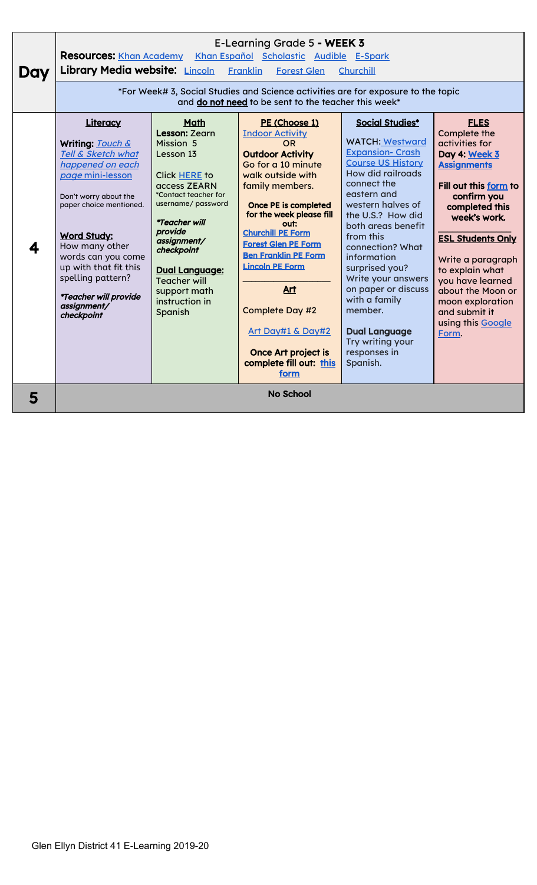| Day | E-Learning Grade 5 - **WEEK 3** **Resources:** Khan Academy Khan Español Scholastic Audible E-Spark **Library Media website:** Lincoln Franklin Forest Glen Churchill | | | | |
|---|---|---|---|---|---|
| | *For Week# 3, Social Studies and Science activities are for exposure to the topic and **do not need** to be sent to the teacher this week* | | | | |
| | **Literacy** | **Math** | **PE (Choose 1)** | **Social Studies*** | **FLES** |
| **4** | **Writing:** *Touch & Tell & Sketch what happened on each page* mini-lesson<br><br>Don't worry about the paper choice mentioned.<br><br>**Word Study:** How many other words can you come up with that fit this spelling pattern?<br><br>***Teacher will provide assignment/ checkpoint*** | **Lesson:** Zearn Mission 5 Lesson 13<br><br>Click HERE to access ZEARN<br>*Contact teacher for username/ password<br><br>***Teacher will provide assignment/ checkpoint***<br><br>**Dual Language:** Teacher will support math instruction in Spanish | Indoor Activity<br>OR<br>**Outdoor Activity**<br>Go for a 10 minute walk outside with family members.<br><br>**Once PE is completed for the week please fill out:**<br>**Churchill PE Form**<br>**Forest Glen PE Form**<br>**Ben Franklin PE Form**<br>**Lincoln PE Form**<br><br>**Art**<br><br>Complete Day #2<br><br>Art Day#1 & Day#2<br><br>**Once Art project is complete fill out: this form** | WATCH: Westward Expansion- Crash Course US History<br>How did railroads connect the eastern and western halves of the U.S.? How did both areas benefit from this connection? What information surprised you? Write your answers on paper or discuss with a family member.<br><br>**Dual Language**<br>Try writing your responses in Spanish. | Complete the activities for **Day 4: Week 3 Assignments**<br><br>**Fill out this form to confirm you completed this week's work.**<br><br>**ESL Students Only**<br><br>Write a paragraph to explain what you have learned about the Moon or moon exploration and submit it using this Google Form. |
| **5** | **No School** | | | | |

Glen Ellyn District 41 E-Learning 2019-20